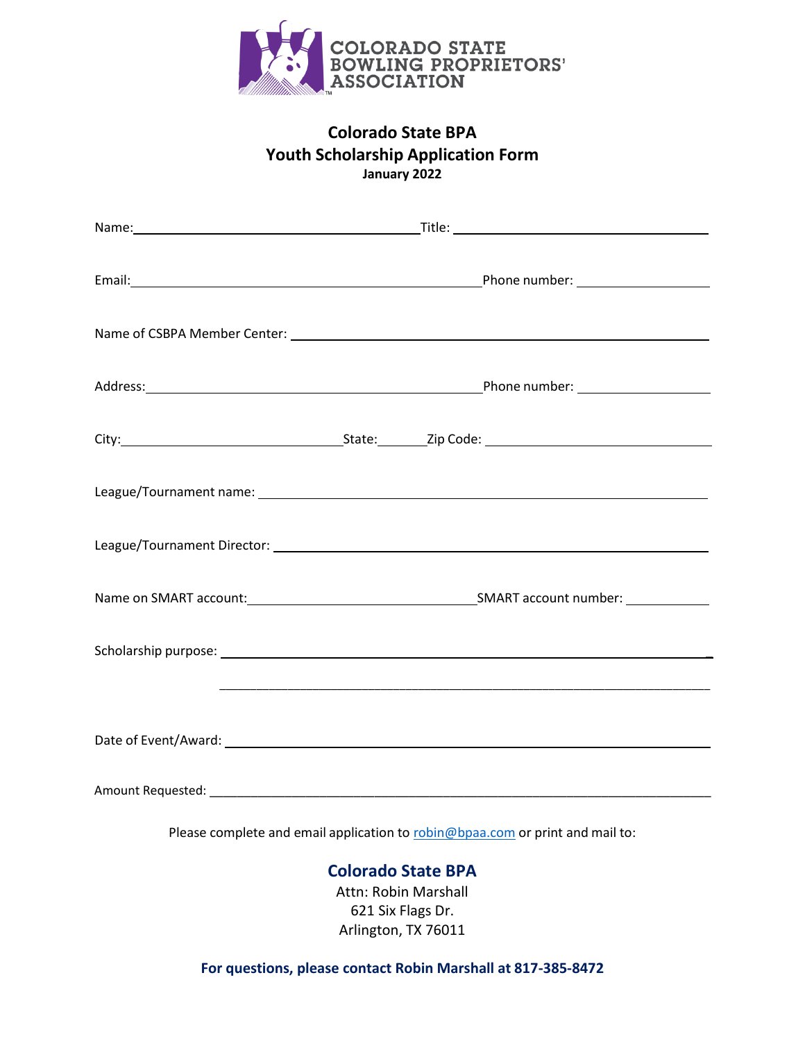COLORADO STATE BOWLING PROPRIETORS' ASSOCIATION

# Colorado State BPA
## Youth Scholarship Application Form
**January 2022**

Name: ________________________ Title: ________________________

Email: ________________________ Phone number: ________________

Name of CSBPA Member Center: ________________________

Address: ________________________ Phone number: ________________

City: ________________ State: ______ Zip Code: ________________

League/Tournament name: ________________________

League/Tournament Director: ________________________

Name on SMART account: ________________ SMART account number: ________

Scholarship purpose: ________________________

________________________

Date of Event/Award: ________________________

Amount Requested: ________________________

Please complete and email application to robin@bpaa.com or print and mail to:

**Colorado State BPA**
Attn: Robin Marshall
621 Six Flags Dr.
Arlington, TX 76011

**For questions, please contact Robin Marshall at 817-385-8472**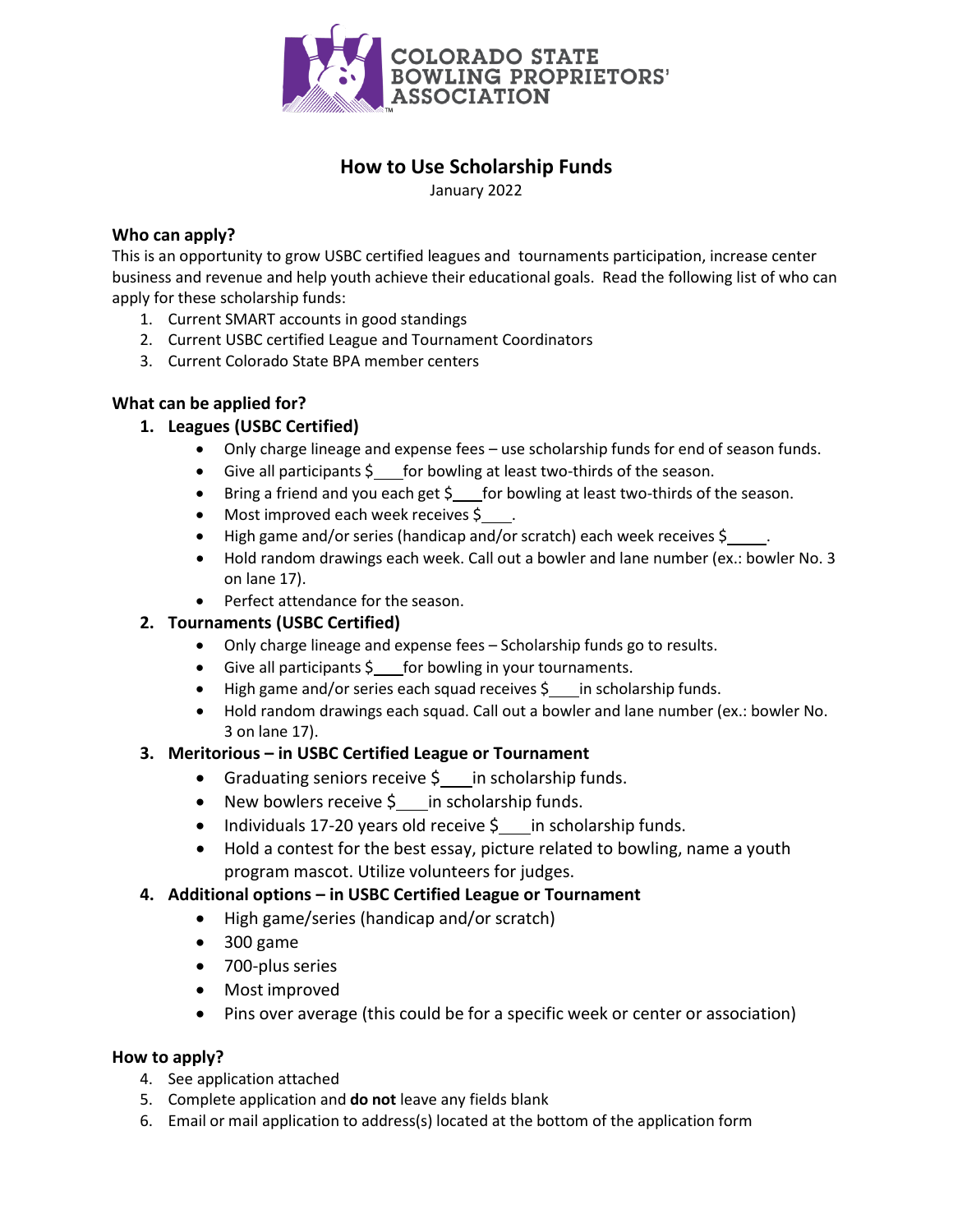COLORADO STATE BOWLING PROPRIETORS' ASSOCIATION

# How to Use Scholarship Funds

January 2022

### Who can apply?

This is an opportunity to grow USBC certified leagues and tournaments participation, increase center business and revenue and help youth achieve their educational goals. Read the following list of who can apply for these scholarship funds:

1. Current SMART accounts in good standings
2. Current USBC certified League and Tournament Coordinators
3. Current Colorado State BPA member centers

### What can be applied for?

1. **Leagues (USBC Certified)**
   - Only charge lineage and expense fees – use scholarship funds for end of season funds.
   - Give all participants $____ for bowling at least two-thirds of the season.
   - Bring a friend and you each get $____ for bowling at least two-thirds of the season.
   - Most improved each week receives $____.
   - High game and/or series (handicap and/or scratch) each week receives $_____.
   - Hold random drawings each week. Call out a bowler and lane number (ex.: bowler No. 3 on lane 17).
   - Perfect attendance for the season.
2. **Tournaments (USBC Certified)**
   - Only charge lineage and expense fees – Scholarship funds go to results.
   - Give all participants $____ for bowling in your tournaments.
   - High game and/or series each squad receives $____ in scholarship funds.
   - Hold random drawings each squad. Call out a bowler and lane number (ex.: bowler No. 3 on lane 17).
3. **Meritorious – in USBC Certified League or Tournament**
   - Graduating seniors receive $____ in scholarship funds.
   - New bowlers receive $____ in scholarship funds.
   - Individuals 17-20 years old receive $____ in scholarship funds.
   - Hold a contest for the best essay, picture related to bowling, name a youth program mascot. Utilize volunteers for judges.
4. **Additional options – in USBC Certified League or Tournament**
   - High game/series (handicap and/or scratch)
   - 300 game
   - 700-plus series
   - Most improved
   - Pins over average (this could be for a specific week or center or association)

### How to apply?

4. See application attached
5. Complete application and **do not** leave any fields blank
6. Email or mail application to address(s) located at the bottom of the application form